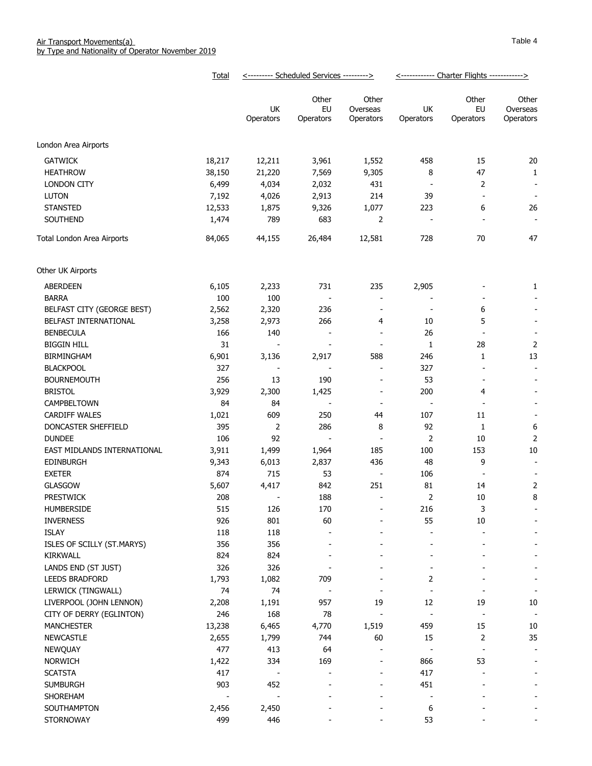Air Transport Movements(a)
by Type and Nationality of Operator November 2019

Table 4

| | Total | Scheduled Services | | | Charter Flights | | |
|---|---|---|---|---|---|---|---|
| | | UK Operators | Other EU Operators | Other Overseas Operators | UK Operators | Other EU Operators | Other Overseas Operators |
| **London Area Airports** | | | | | | | |
| GATWICK | 18,217 | 12,211 | 3,961 | 1,552 | 458 | 15 | 20 |
| HEATHROW | 38,150 | 21,220 | 7,569 | 9,305 | 8 | 47 | 1 |
| LONDON CITY | 6,499 | 4,034 | 2,032 | 431 | - | 2 | - |
| LUTON | 7,192 | 4,026 | 2,913 | 214 | 39 | - | - |
| STANSTED | 12,533 | 1,875 | 9,326 | 1,077 | 223 | 6 | 26 |
| SOUTHEND | 1,474 | 789 | 683 | 2 | - | - | - |
| Total London Area Airports | 84,065 | 44,155 | 26,484 | 12,581 | 728 | 70 | 47 |
| **Other UK Airports** | | | | | | | |
| ABERDEEN | 6,105 | 2,233 | 731 | 235 | 2,905 | - | 1 |
| BARRA | 100 | 100 | - | - | - | - | - |
| BELFAST CITY (GEORGE BEST) | 2,562 | 2,320 | 236 | - | - | 6 | - |
| BELFAST INTERNATIONAL | 3,258 | 2,973 | 266 | 4 | 10 | 5 | - |
| BENBECULA | 166 | 140 | - | - | 26 | - | - |
| BIGGIN HILL | 31 | - | - | - | 1 | 28 | 2 |
| BIRMINGHAM | 6,901 | 3,136 | 2,917 | 588 | 246 | 1 | 13 |
| BLACKPOOL | 327 | - | - | - | 327 | - | - |
| BOURNEMOUTH | 256 | 13 | 190 | - | 53 | - | - |
| BRISTOL | 3,929 | 2,300 | 1,425 | - | 200 | 4 | - |
| CAMPBELTOWN | 84 | 84 | - | - | - | - | - |
| CARDIFF WALES | 1,021 | 609 | 250 | 44 | 107 | 11 | - |
| DONCASTER SHEFFIELD | 395 | 2 | 286 | 8 | 92 | 1 | 6 |
| DUNDEE | 106 | 92 | - | - | 2 | 10 | 2 |
| EAST MIDLANDS INTERNATIONAL | 3,911 | 1,499 | 1,964 | 185 | 100 | 153 | 10 |
| EDINBURGH | 9,343 | 6,013 | 2,837 | 436 | 48 | 9 | - |
| EXETER | 874 | 715 | 53 | - | 106 | - | - |
| GLASGOW | 5,607 | 4,417 | 842 | 251 | 81 | 14 | 2 |
| PRESTWICK | 208 | - | 188 | - | 2 | 10 | 8 |
| HUMBERSIDE | 515 | 126 | 170 | - | 216 | 3 | - |
| INVERNESS | 926 | 801 | 60 | - | 55 | 10 | - |
| ISLAY | 118 | 118 | - | - | - | - | - |
| ISLES OF SCILLY (ST.MARYS) | 356 | 356 | - | - | - | - | - |
| KIRKWALL | 824 | 824 | - | - | - | - | - |
| LANDS END (ST JUST) | 326 | 326 | - | - | - | - | - |
| LEEDS BRADFORD | 1,793 | 1,082 | 709 | - | 2 | - | - |
| LERWICK (TINGWALL) | 74 | 74 | - | - | - | - | - |
| LIVERPOOL (JOHN LENNON) | 2,208 | 1,191 | 957 | 19 | 12 | 19 | 10 |
| CITY OF DERRY (EGLINTON) | 246 | 168 | 78 | - | - | - | - |
| MANCHESTER | 13,238 | 6,465 | 4,770 | 1,519 | 459 | 15 | 10 |
| NEWCASTLE | 2,655 | 1,799 | 744 | 60 | 15 | 2 | 35 |
| NEWQUAY | 477 | 413 | 64 | - | - | - | - |
| NORWICH | 1,422 | 334 | 169 | - | 866 | 53 | - |
| SCATSTA | 417 | - | - | - | 417 | - | - |
| SUMBURGH | 903 | 452 | - | - | 451 | - | - |
| SHOREHAM | - | - | - | - | - | - | - |
| SOUTHAMPTON | 2,456 | 2,450 | - | - | 6 | - | - |
| STORNOWAY | 499 | 446 | - | - | 53 | - | - |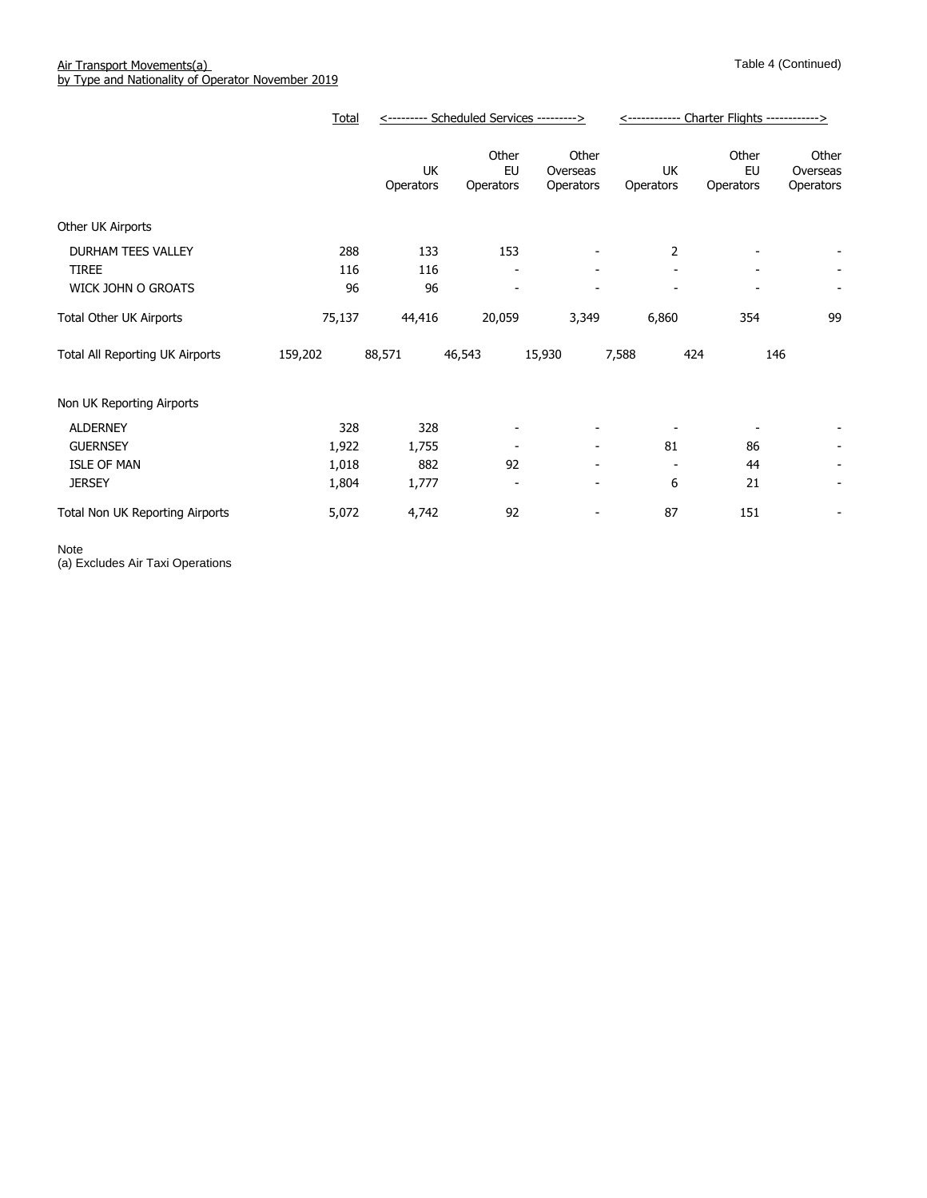Air Transport Movements(a)
by Type and Nationality of Operator November 2019

Table 4 (Continued)

| | Total | Scheduled Services | | | Charter Flights | | |
|---|---|---|---|---|---|---|---|
| | | UK Operators | Other EU Operators | Other Overseas Operators | UK Operators | Other EU Operators | Other Overseas Operators |
| Other UK Airports | | | | | | | |
| DURHAM TEES VALLEY | 288 | 133 | 153 | - | 2 | - | - |
| TIREE | 116 | 116 | - | - | - | - | - |
| WICK JOHN O GROATS | 96 | 96 | - | - | - | - | - |
| Total Other UK Airports | 75,137 | 44,416 | 20,059 | 3,349 | 6,860 | 354 | 99 |
| Total All Reporting UK Airports | 159,202 | 88,571 | 46,543 | 15,930 | 7,588 | 424 | 146 |
| Non UK Reporting Airports | | | | | | | |
| ALDERNEY | 328 | 328 | - | - | - | - | - |
| GUERNSEY | 1,922 | 1,755 | - | - | 81 | 86 | - |
| ISLE OF MAN | 1,018 | 882 | 92 | - | - | 44 | - |
| JERSEY | 1,804 | 1,777 | - | - | 6 | 21 | - |
| Total Non UK Reporting Airports | 5,072 | 4,742 | 92 | - | 87 | 151 | - |

Note
(a) Excludes Air Taxi Operations